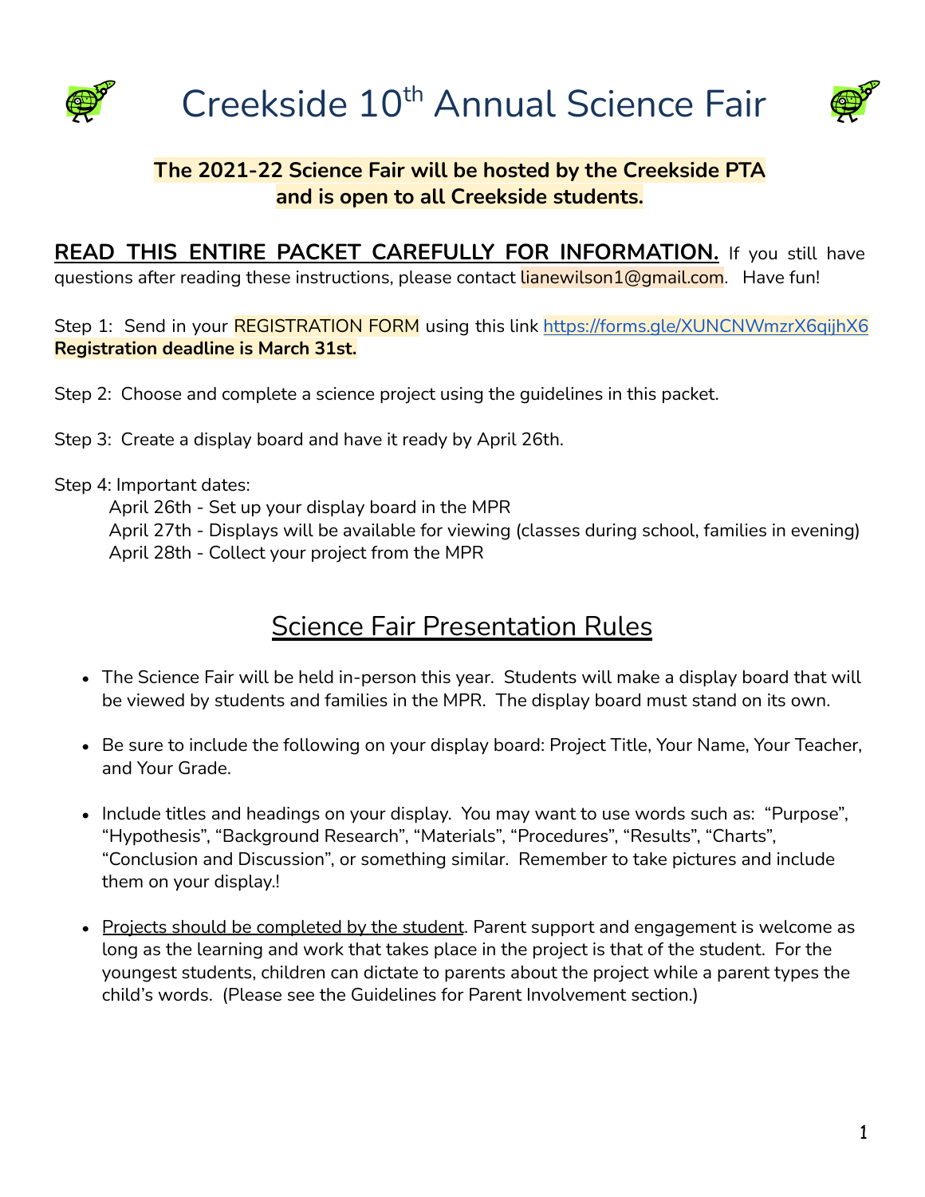# Creekside 10th Annual Science Fair

**The 2021-22 Science Fair will be hosted by the Creekside PTA and is open to all Creekside students.**

**READ THIS ENTIRE PACKET CAREFULLY FOR INFORMATION.** If you still have questions after reading these instructions, please contact lianewilson1@gmail.com. Have fun!

Step 1: Send in your REGISTRATION FORM using this link https://forms.gle/XUNCNWmzrX6qijhX6
**Registration deadline is March 31st.**

Step 2: Choose and complete a science project using the guidelines in this packet.

Step 3: Create a display board and have it ready by April 26th.

Step 4: Important dates:
- April 26th - Set up your display board in the MPR
- April 27th - Displays will be available for viewing (classes during school, families in evening)
- April 28th - Collect your project from the MPR

## Science Fair Presentation Rules

- The Science Fair will be held in-person this year. Students will make a display board that will be viewed by students and families in the MPR. The display board must stand on its own.
- Be sure to include the following on your display board: Project Title, Your Name, Your Teacher, and Your Grade.
- Include titles and headings on your display. You may want to use words such as: "Purpose", "Hypothesis", "Background Research", "Materials", "Procedures", "Results", "Charts", "Conclusion and Discussion", or something similar. Remember to take pictures and include them on your display.!
- Projects should be completed by the student. Parent support and engagement is welcome as long as the learning and work that takes place in the project is that of the student. For the youngest students, children can dictate to parents about the project while a parent types the child's words. (Please see the Guidelines for Parent Involvement section.)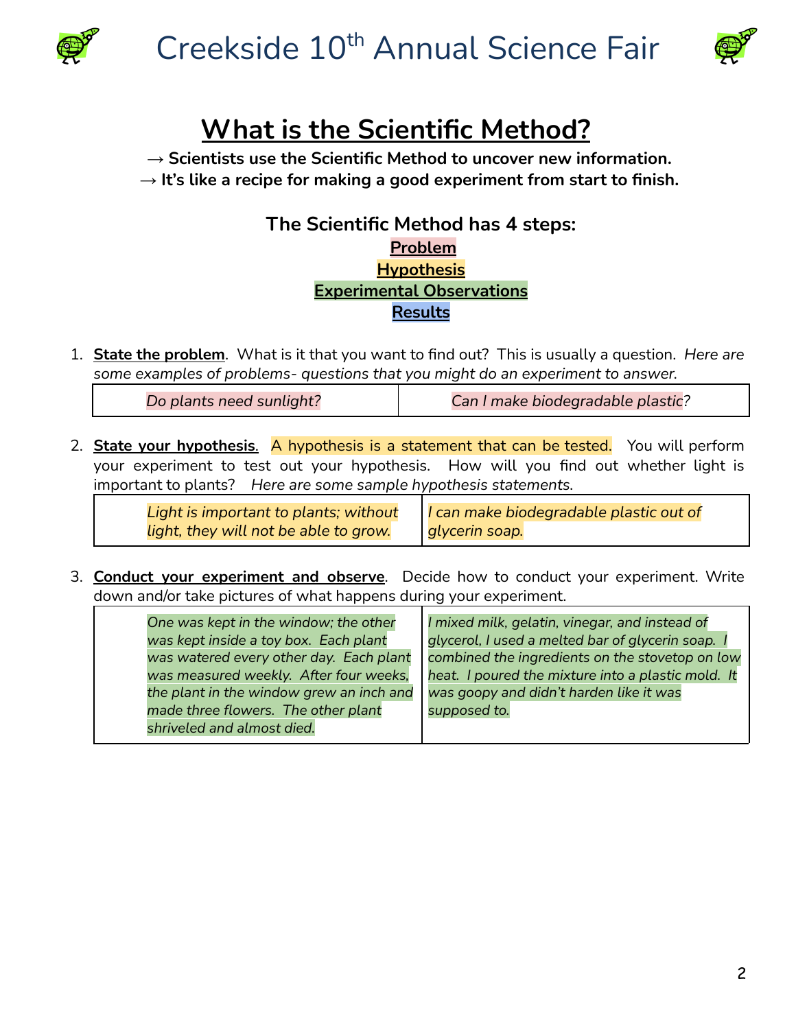# Creekside 10th Annual Science Fair

## What is the Scientific Method?

**→ Scientists use the Scientific Method to uncover new information.**
**→ It's like a recipe for making a good experiment from start to finish.**

### The Scientific Method has 4 steps:

**Problem**
**Hypothesis**
**Experimental Observations**
**Results**

1. **State the problem**. What is it that you want to find out? This is usually a question. *Here are some examples of problems- questions that you might do an experiment to answer.*

| *Do plants need sunlight?* | *Can I make biodegradable plastic?* |
|---|---|

2. **State your hypothesis**. A hypothesis is a statement that can be tested. You will perform your experiment to test out your hypothesis. How will you find out whether light is important to plants? *Here are some sample hypothesis statements.*

| *Light is important to plants; without light, they will not be able to grow.* | *I can make biodegradable plastic out of glycerin soap.* |
|---|---|

3. **Conduct your experiment and observe**. Decide how to conduct your experiment. Write down and/or take pictures of what happens during your experiment.

| *One was kept in the window; the other was kept inside a toy box. Each plant was watered every other day. Each plant was measured weekly. After four weeks, the plant in the window grew an inch and made three flowers. The other plant shriveled and almost died.* | *I mixed milk, gelatin, vinegar, and instead of glycerol, I used a melted bar of glycerin soap. I combined the ingredients on the stovetop on low heat. I poured the mixture into a plastic mold. It was goopy and didn't harden like it was supposed to.* |
|---|---|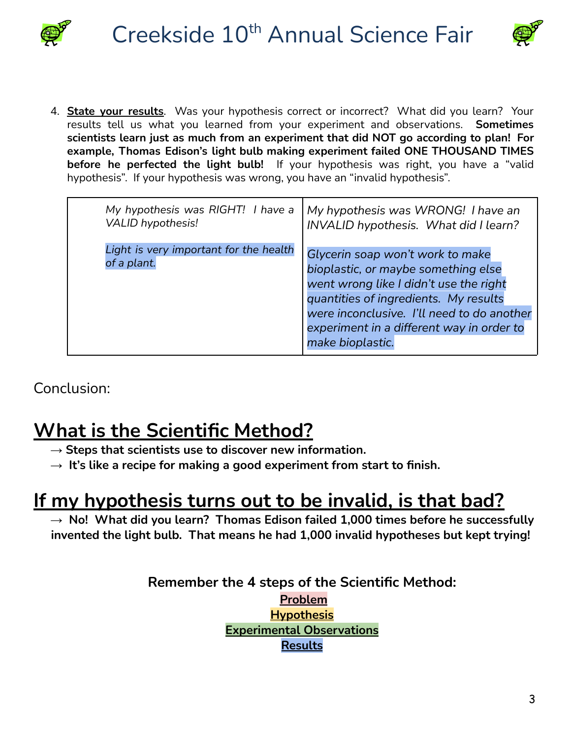4. **State your results**. Was your hypothesis correct or incorrect? What did you learn? Your results tell us what you learned from your experiment and observations. **Sometimes scientists learn just as much from an experiment that did NOT go according to plan! For example, Thomas Edison's light bulb making experiment failed ONE THOUSAND TIMES before he perfected the light bulb!** If your hypothesis was right, you have a "valid hypothesis". If your hypothesis was wrong, you have an "invalid hypothesis".

| *My hypothesis was RIGHT! I have a VALID hypothesis!* | *My hypothesis was WRONG! I have an INVALID hypothesis. What did I learn?* |
|---|---|
| *Light is very important for the health of a plant.* | *Glycerin soap won't work to make bioplastic, or maybe something else went wrong like I didn't use the right quantities of ingredients. My results were inconclusive. I'll need to do another experiment in a different way in order to make bioplastic.* |

Conclusion:

## What is the Scientific Method?

→ **Steps that scientists use to discover new information.**

→ **It's like a recipe for making a good experiment from start to finish.**

## If my hypothesis turns out to be invalid, is that bad?

→ **No! What did you learn? Thomas Edison failed 1,000 times before he successfully invented the light bulb. That means he had 1,000 invalid hypotheses but kept trying!**

**Remember the 4 steps of the Scientific Method:**

**Problem**

**Hypothesis**

**Experimental Observations**

**Results**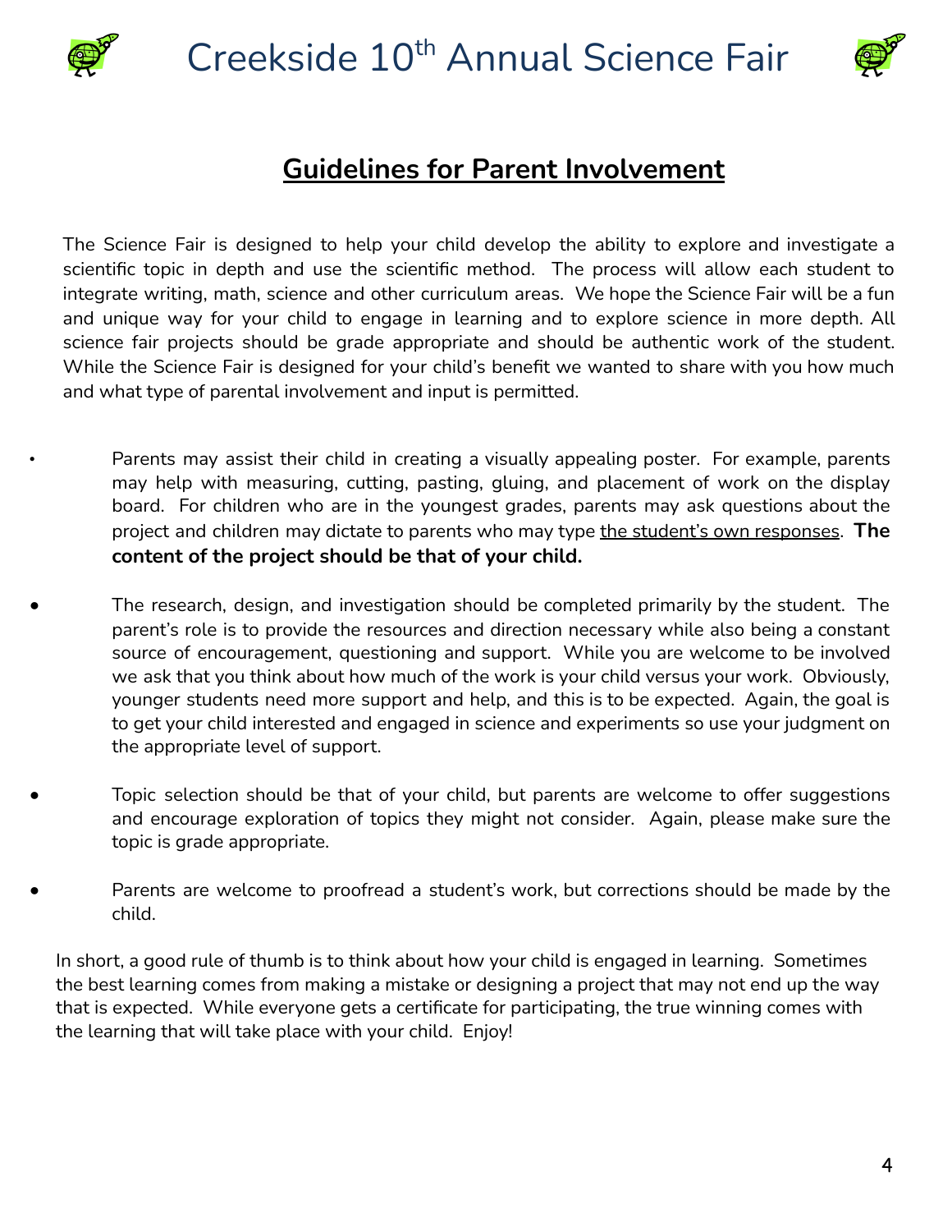# Creekside 10th Annual Science Fair

## Guidelines for Parent Involvement

The Science Fair is designed to help your child develop the ability to explore and investigate a scientific topic in depth and use the scientific method. The process will allow each student to integrate writing, math, science and other curriculum areas. We hope the Science Fair will be a fun and unique way for your child to engage in learning and to explore science in more depth. All science fair projects should be grade appropriate and should be authentic work of the student. While the Science Fair is designed for your child's benefit we wanted to share with you how much and what type of parental involvement and input is permitted.

- Parents may assist their child in creating a visually appealing poster. For example, parents may help with measuring, cutting, pasting, gluing, and placement of work on the display board. For children who are in the youngest grades, parents may ask questions about the project and children may dictate to parents who may type <u>the student's own responses</u>. **The content of the project should be that of your child.**
- The research, design, and investigation should be completed primarily by the student. The parent's role is to provide the resources and direction necessary while also being a constant source of encouragement, questioning and support. While you are welcome to be involved we ask that you think about how much of the work is your child versus your work. Obviously, younger students need more support and help, and this is to be expected. Again, the goal is to get your child interested and engaged in science and experiments so use your judgment on the appropriate level of support.
- Topic selection should be that of your child, but parents are welcome to offer suggestions and encourage exploration of topics they might not consider. Again, please make sure the topic is grade appropriate.
- Parents are welcome to proofread a student's work, but corrections should be made by the child.

In short, a good rule of thumb is to think about how your child is engaged in learning. Sometimes the best learning comes from making a mistake or designing a project that may not end up the way that is expected. While everyone gets a certificate for participating, the true winning comes with the learning that will take place with your child. Enjoy!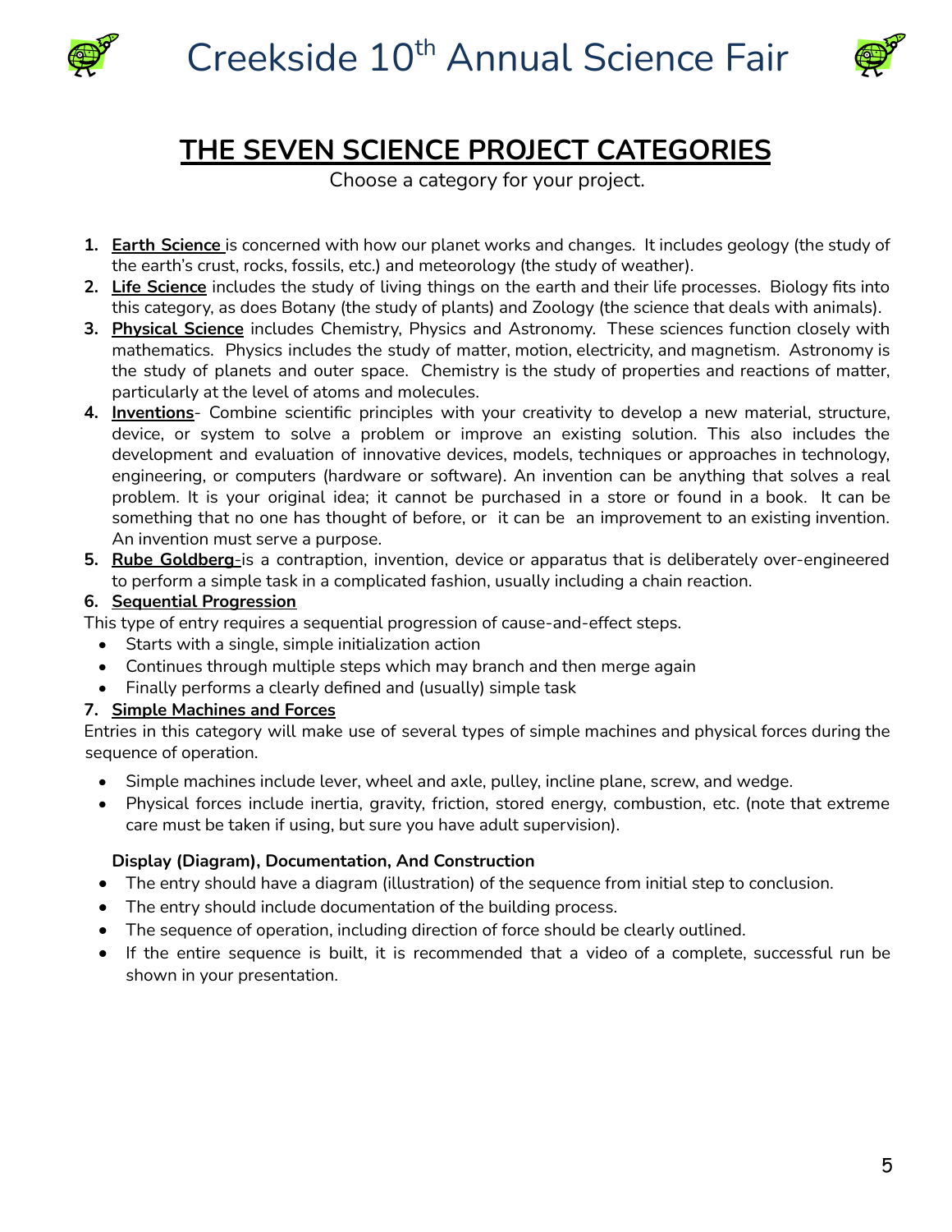# Creekside 10th Annual Science Fair

## THE SEVEN SCIENCE PROJECT CATEGORIES

Choose a category for your project.

1. **Earth Science** is concerned with how our planet works and changes. It includes geology (the study of the earth's crust, rocks, fossils, etc.) and meteorology (the study of weather).
2. **Life Science** includes the study of living things on the earth and their life processes. Biology fits into this category, as does Botany (the study of plants) and Zoology (the science that deals with animals).
3. **Physical Science** includes Chemistry, Physics and Astronomy. These sciences function closely with mathematics. Physics includes the study of matter, motion, electricity, and magnetism. Astronomy is the study of planets and outer space. Chemistry is the study of properties and reactions of matter, particularly at the level of atoms and molecules.
4. **Inventions**- Combine scientific principles with your creativity to develop a new material, structure, device, or system to solve a problem or improve an existing solution. This also includes the development and evaluation of innovative devices, models, techniques or approaches in technology, engineering, or computers (hardware or software). An invention can be anything that solves a real problem. It is your original idea; it cannot be purchased in a store or found in a book. It can be something that no one has thought of before, or it can be an improvement to an existing invention. An invention must serve a purpose.
5. **Rube Goldberg**-is a contraption, invention, device or apparatus that is deliberately over-engineered to perform a simple task in a complicated fashion, usually including a chain reaction.
6. **Sequential Progression**

This type of entry requires a sequential progression of cause-and-effect steps.

- Starts with a single, simple initialization action
- Continues through multiple steps which may branch and then merge again
- Finally performs a clearly defined and (usually) simple task

7. **Simple Machines and Forces**

Entries in this category will make use of several types of simple machines and physical forces during the sequence of operation.

- Simple machines include lever, wheel and axle, pulley, incline plane, screw, and wedge.
- Physical forces include inertia, gravity, friction, stored energy, combustion, etc. (note that extreme care must be taken if using, but sure you have adult supervision).

**Display (Diagram), Documentation, And Construction**

- The entry should have a diagram (illustration) of the sequence from initial step to conclusion.
- The entry should include documentation of the building process.
- The sequence of operation, including direction of force should be clearly outlined.
- If the entire sequence is built, it is recommended that a video of a complete, successful run be shown in your presentation.